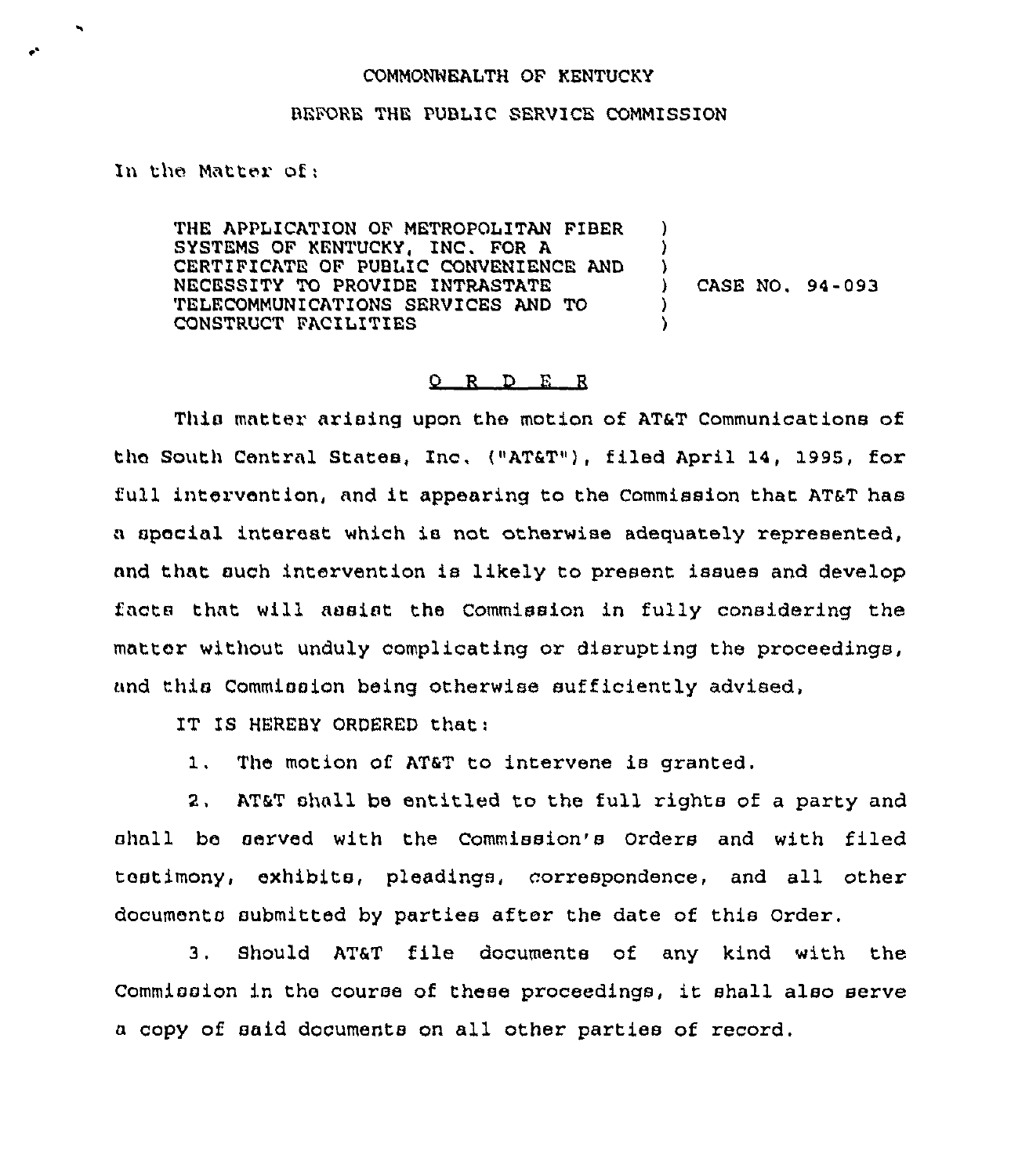COMMONWEALTH OF KENTUCKY

BEFORE THE PUBLIC SERVICE COMMISSION

In the Matter of:

THE APPLICATION OF METROPOLITAN FIBER SYSTEMS OF KENTUCKY, INC. FOR A CERTIFICATE OF PUBLIC CONVENIENCE AND NECESSITY TO PROVIDE INTRASTATE TELECOMMUNICATIONS SERVICES AND TO CONSTRUCT FACILITIES ) CASE NO. 94-093

# ORDER

This matter arising upon the motion of AT&T Communications of the South Central States, Inc. ("AT&T"), filed April 14, 1995, for full intervention, and it appearing to the Commission that AT&T has a special interest which is not otherwise adequately represented, and that such intervention is likely to present issues and develop facts that will assist the Commission in fully considering the matter without unduly complicating or disrupting the proceedings, and this Commission being otherwise sufficiently advised,

IT IS HEREBY ORDERED that:

1. The motion of AT&T to intervene is granted.

2. AT&T shall be entitled to the full rights of a party and shall be served with the Commission's Orders and with filed testimony, exhibits, pleadings, correspondence, and all other documents submitted by parties after the date of this Order.

3. Should AT&T file documents of any kind with the Commission in the course of these proceedings, it shall also serve a copy of said documents on all other parties of record.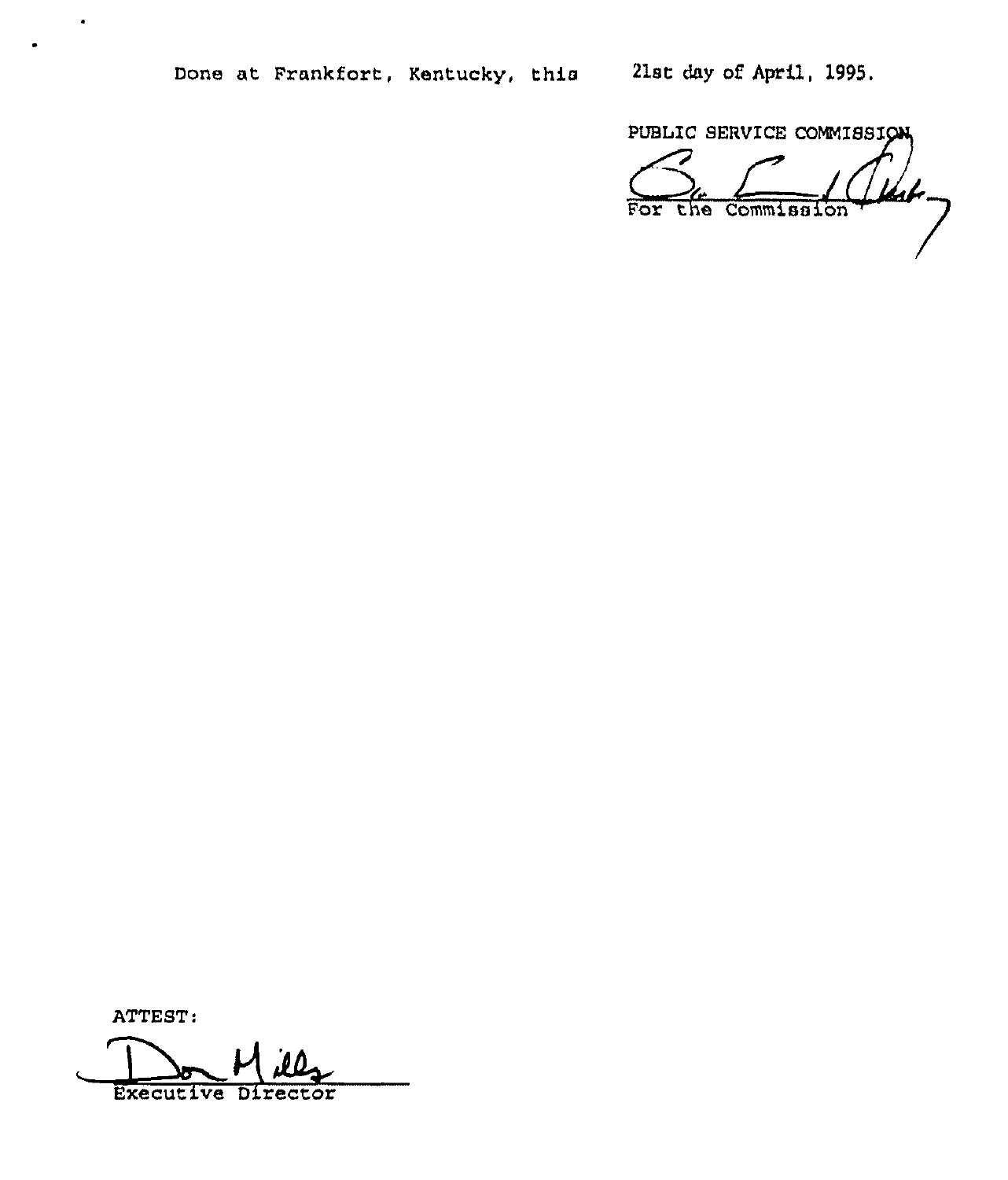Done at Frankfort, Kentucky, this 21st day of April, 1995.

PUBLIC SERVICE COMMISSION

For the Commission

ATTEST:

Executive Director